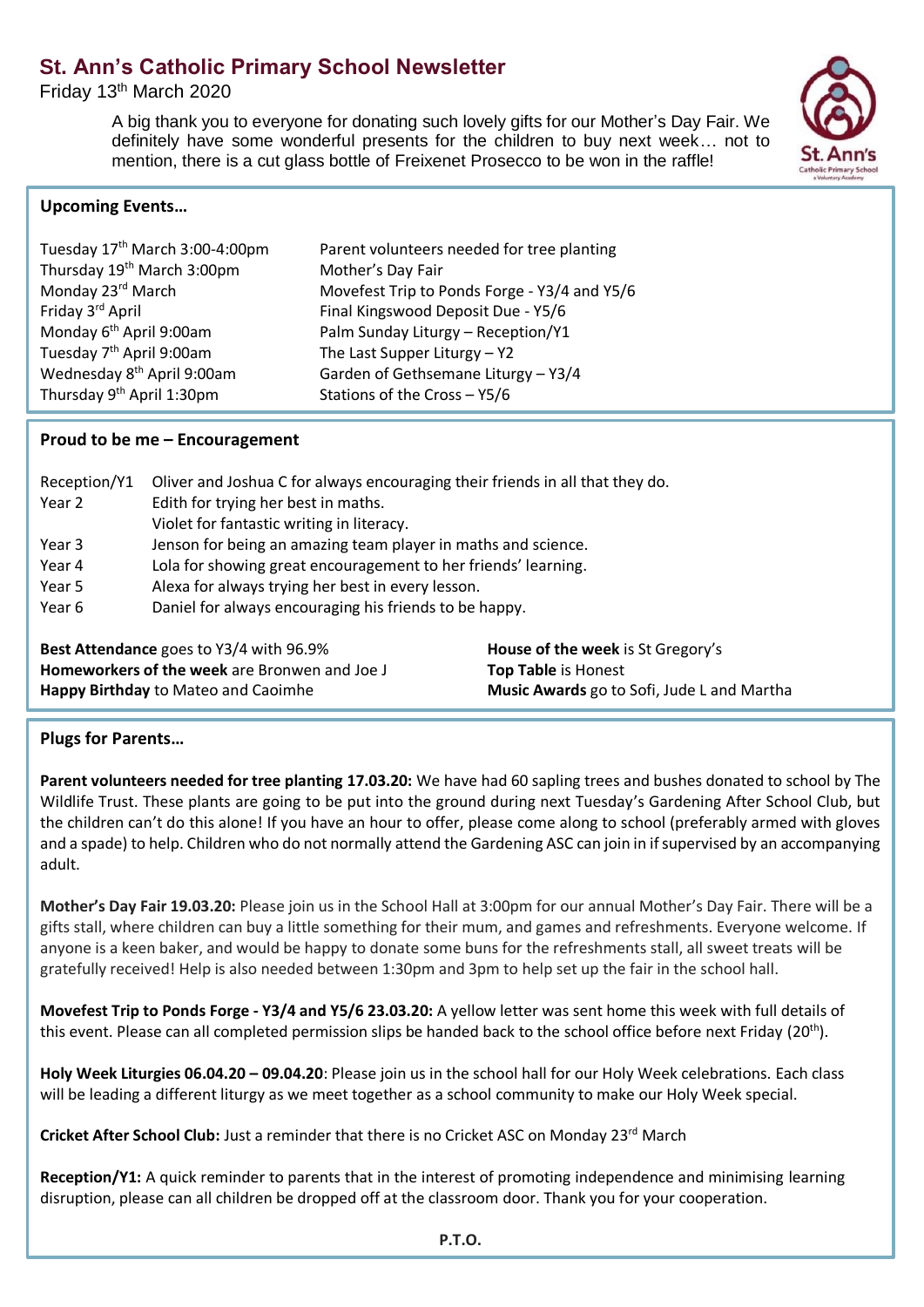# St. Ann's Catholic Primary School Newsletter

Friday 13th March 2020

A big thank you to everyone for donating such lovely gifts for our Mother's Day Fair. We definitely have some wonderful presents for the children to buy next week… not to mention, there is a cut glass bottle of Freixenet Prosecco to be won in the raffle!

## Upcoming Events…

| | |
|---|---|
| Tuesday 17th March 3:00-4:00pm | Parent volunteers needed for tree planting |
| Thursday 19th March 3:00pm | Mother's Day Fair |
| Monday 23rd March | Movefest Trip to Ponds Forge - Y3/4 and Y5/6 |
| Friday 3rd April | Final Kingswood Deposit Due - Y5/6 |
| Monday 6th April 9:00am | Palm Sunday Liturgy – Reception/Y1 |
| Tuesday 7th April 9:00am | The Last Supper Liturgy – Y2 |
| Wednesday 8th April 9:00am | Garden of Gethsemane Liturgy – Y3/4 |
| Thursday 9th April 1:30pm | Stations of the Cross – Y5/6 |

## Proud to be me – Encouragement

| | |
|---|---|
| Reception/Y1 | Oliver and Joshua C for always encouraging their friends in all that they do. |
| Year 2 | Edith for trying her best in maths. |
| | Violet for fantastic writing in literacy. |
| Year 3 | Jenson for being an amazing team player in maths and science. |
| Year 4 | Lola for showing great encouragement to her friends' learning. |
| Year 5 | Alexa for always trying her best in every lesson. |
| Year 6 | Daniel for always encouraging his friends to be happy. |

**Best Attendance** goes to Y3/4 with 96.9%
**Homeworkers of the week** are Bronwen and Joe J
**Happy Birthday** to Mateo and Caoimhe

**House of the week** is St Gregory's
**Top Table** is Honest
**Music Awards** go to Sofi, Jude L and Martha

## Plugs for Parents…

**Parent volunteers needed for tree planting 17.03.20:** We have had 60 sapling trees and bushes donated to school by The Wildlife Trust. These plants are going to be put into the ground during next Tuesday's Gardening After School Club, but the children can't do this alone! If you have an hour to offer, please come along to school (preferably armed with gloves and a spade) to help. Children who do not normally attend the Gardening ASC can join in if supervised by an accompanying adult.

**Mother's Day Fair 19.03.20:** Please join us in the School Hall at 3:00pm for our annual Mother's Day Fair. There will be a gifts stall, where children can buy a little something for their mum, and games and refreshments. Everyone welcome. If anyone is a keen baker, and would be happy to donate some buns for the refreshments stall, all sweet treats will be gratefully received! Help is also needed between 1:30pm and 3pm to help set up the fair in the school hall.

**Movefest Trip to Ponds Forge - Y3/4 and Y5/6 23.03.20:** A yellow letter was sent home this week with full details of this event. Please can all completed permission slips be handed back to the school office before next Friday (20th).

**Holy Week Liturgies 06.04.20 – 09.04.20**: Please join us in the school hall for our Holy Week celebrations. Each class will be leading a different liturgy as we meet together as a school community to make our Holy Week special.

**Cricket After School Club:** Just a reminder that there is no Cricket ASC on Monday 23rd March

**Reception/Y1:** A quick reminder to parents that in the interest of promoting independence and minimising learning disruption, please can all children be dropped off at the classroom door. Thank you for your cooperation.

**P.T.O.**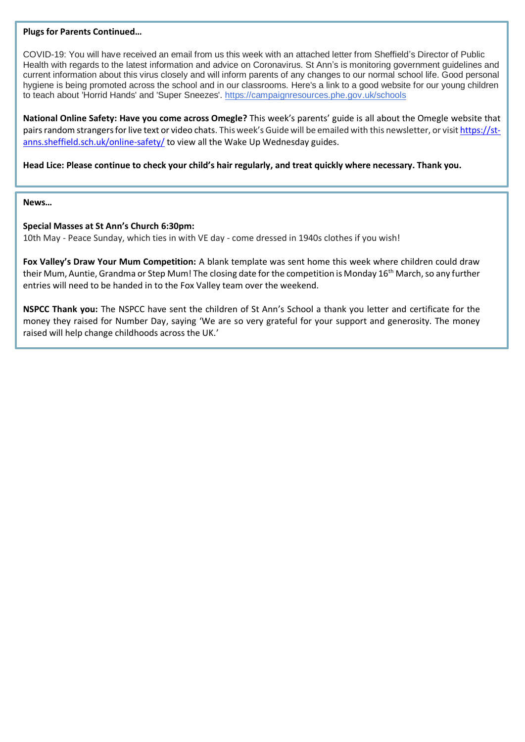**Plugs for Parents Continued…**

COVID-19: You will have received an email from us this week with an attached letter from Sheffield's Director of Public Health with regards to the latest information and advice on Coronavirus. St Ann's is monitoring government guidelines and current information about this virus closely and will inform parents of any changes to our normal school life. Good personal hygiene is being promoted across the school and in our classrooms. Here's a link to a good website for our young children to teach about 'Horrid Hands' and 'Super Sneezes'. https://campaignresources.phe.gov.uk/schools

**National Online Safety: Have you come across Omegle?** This week's parents' guide is all about the Omegle website that pairs random strangers for live text or video chats. This week's Guide will be emailed with this newsletter, or visit https://st-anns.sheffield.sch.uk/online-safety/ to view all the Wake Up Wednesday guides.

**Head Lice: Please continue to check your child's hair regularly, and treat quickly where necessary. Thank you.**

**News…**

**Special Masses at St Ann's Church 6:30pm:**
10th May - Peace Sunday, which ties in with VE day - come dressed in 1940s clothes if you wish!

**Fox Valley's Draw Your Mum Competition:** A blank template was sent home this week where children could draw their Mum, Auntie, Grandma or Step Mum! The closing date for the competition is Monday 16th March, so any further entries will need to be handed in to the Fox Valley team over the weekend.

**NSPCC Thank you:** The NSPCC have sent the children of St Ann's School a thank you letter and certificate for the money they raised for Number Day, saying 'We are so very grateful for your support and generosity. The money raised will help change childhoods across the UK.'